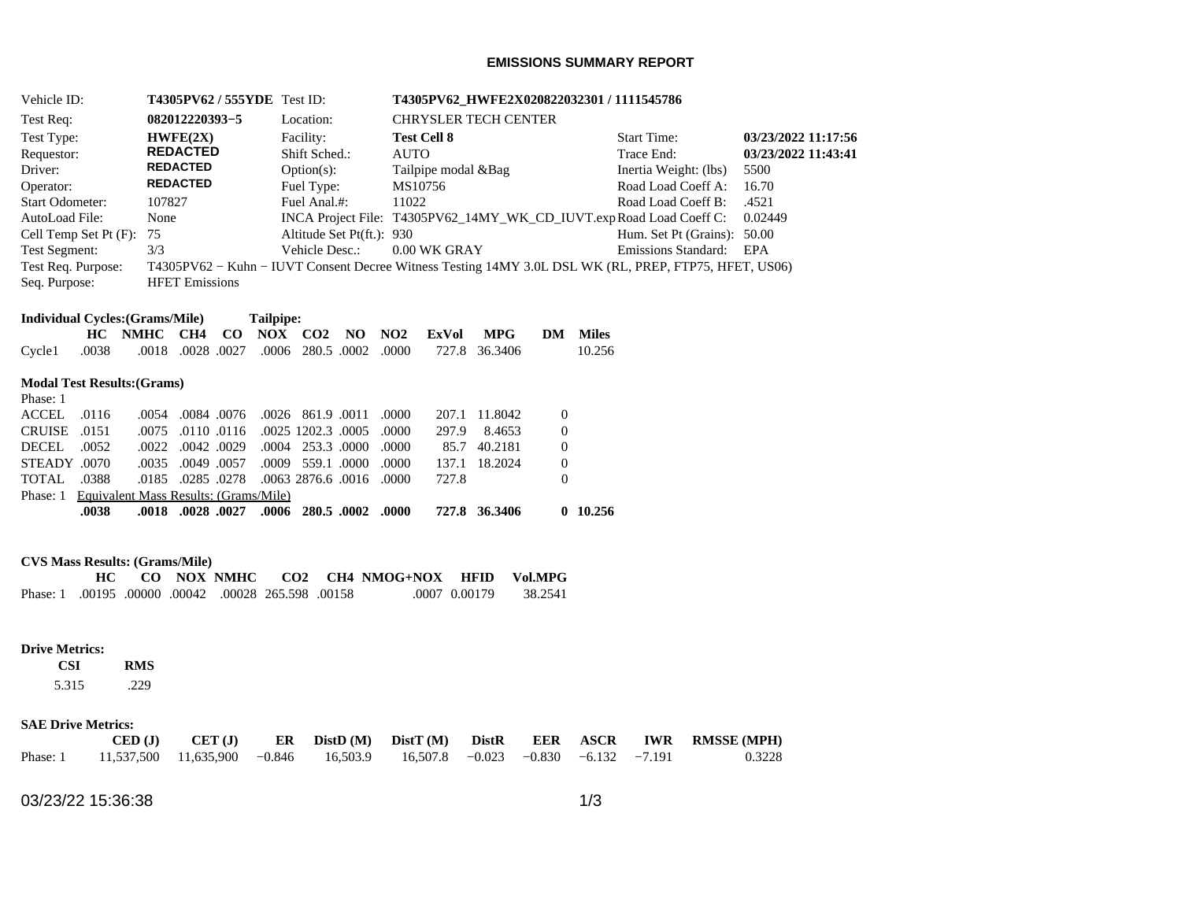# EMISSIONS SUMMARY REPORT

| | | | | | |
|---|---|---|---|---|---|
| Vehicle ID: | **T4305PV62 / 555YDE** | Test ID: | **T4305PV62_HWFE2X020822032301 / 1111545786** | | |
| Test Req: | **082012220393−5** | Location: | CHRYSLER TECH CENTER | | |
| Test Type: | **HWFE(2X)** | Facility: | **Test Cell 8** | Start Time: | **03/23/2022 11:17:56** |
| Requestor: | **REDACTED** | Shift Sched.: | AUTO | Trace End: | **03/23/2022 11:43:41** |
| Driver: | **REDACTED** | Option(s): | Tailpipe modal &Bag | Inertia Weight: (lbs) | 5500 |
| Operator: | **REDACTED** | Fuel Type: | MS10756 | Road Load Coeff A: | 16.70 |
| Start Odometer: | 107827 | Fuel Anal.#: | 11022 | Road Load Coeff B: | .4521 |
| AutoLoad File: | None | INCA Project File: | T4305PV62_14MY_WK_CD_IUVT.exp | Road Load Coeff C: | 0.02449 |
| Cell Temp Set Pt (F): | 75 | Altitude Set Pt(ft.): | 930 | Hum. Set Pt (Grains): | 50.00 |
| Test Segment: | 3/3 | Vehicle Desc.: | 0.00 WK GRAY | Emissions Standard: | EPA |

Test Req. Purpose: T4305PV62 − Kuhn − IUVT Consent Decree Witness Testing 14MY 3.0L DSL WK (RL, PREP, FTP75, HFET, US06)

Seq. Purpose: HFET Emissions

**Individual Cycles:(Grams/Mile)** **Tailpipe:**

| | HC | NMHC | CH4 | CO | NOX | CO2 | NO | NO2 | ExVol | MPG | DM | Miles |
|---|---|---|---|---|---|---|---|---|---|---|---|---|
| Cycle1 | .0038 | .0018 | .0028 | .0027 | .0006 | 280.5 | .0002 | .0000 | 727.8 | 36.3406 | | 10.256 |

**Modal Test Results:(Grams)**

Phase: 1

| | HC | NMHC | CH4 | CO | NOX | CO2 | NO | NO2 | ExVol | MPG | DM | Miles |
|---|---|---|---|---|---|---|---|---|---|---|---|---|
| ACCEL | .0116 | .0054 | .0084 | .0076 | .0026 | 861.9 | .0011 | .0000 | 207.1 | 11.8042 | 0 | |
| CRUISE | .0151 | .0075 | .0110 | .0116 | .0025 | 1202.3 | .0005 | .0000 | 297.9 | 8.4653 | 0 | |
| DECEL | .0052 | .0022 | .0042 | .0029 | .0004 | 253.3 | .0000 | .0000 | 85.7 | 40.2181 | 0 | |
| STEADY | .0070 | .0035 | .0049 | .0057 | .0009 | 559.1 | .0000 | .0000 | 137.1 | 18.2024 | 0 | |
| TOTAL | .0388 | .0185 | .0285 | .0278 | .0063 | 2876.6 | .0016 | .0000 | 727.8 | | 0 | |
| Phase: 1 Equivalent Mass Results: (Grams/Mile) | | | | | | | | | | | | |
| | **.0038** | **.0018** | **.0028** | **.0027** | **.0006** | **280.5** | **.0002** | **.0000** | **727.8** | **36.3406** | **0** | **10.256** |

**CVS Mass Results: (Grams/Mile)**

| | HC | CO | NOX | NMHC | CO2 | CH4 | NMOG+NOX | HFID | Vol.MPG |
|---|---|---|---|---|---|---|---|---|---|
| Phase: 1 | .00195 | .00000 | .00042 | .00028 | 265.598 | .00158 | .0007 | 0.00179 | 38.2541 |

**Drive Metrics:**

| CSI | RMS |
|---|---|
| 5.315 | .229 |

**SAE Drive Metrics:**

| | CED (J) | CET (J) | ER | DistD (M) | DistT (M) | DistR | EER | ASCR | IWR | RMSSE (MPH) |
|---|---|---|---|---|---|---|---|---|---|---|
| Phase: 1 | 11,537,500 | 11,635,900 | −0.846 | 16,503.9 | 16,507.8 | −0.023 | −0.830 | −6.132 | −7.191 | 0.3228 |

03/23/22 15:36:38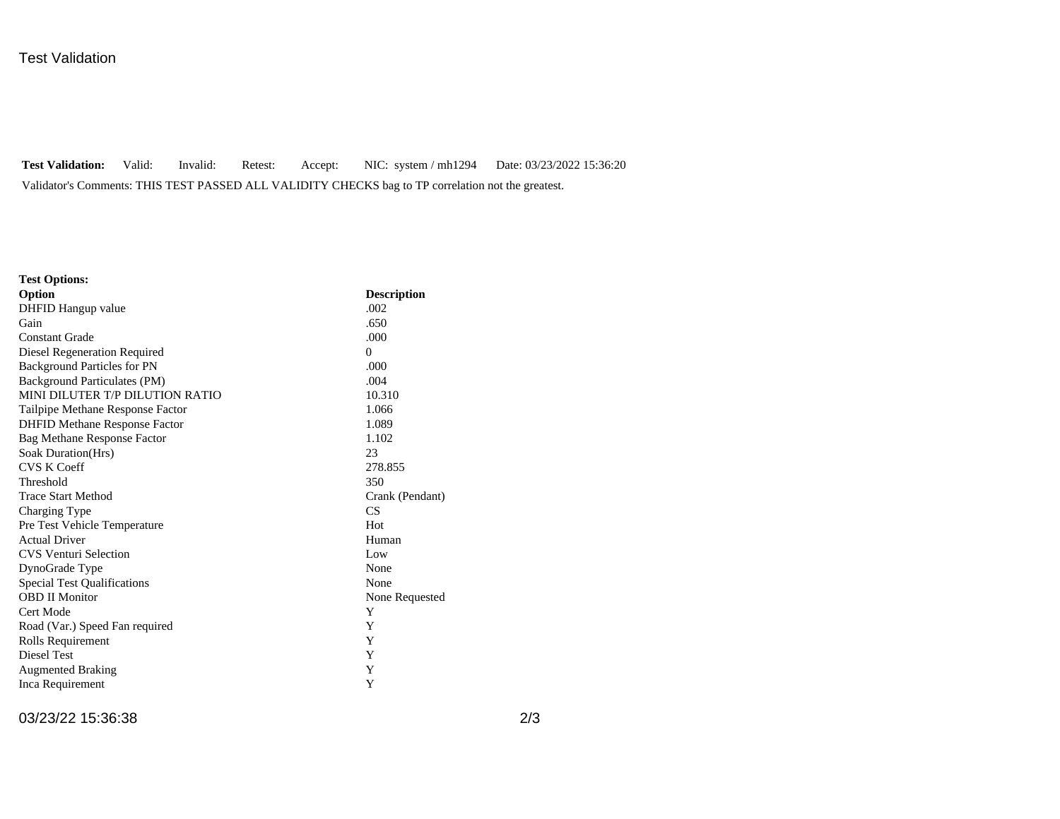# Test Validation

**Test Validation:** Valid: Invalid: Retest: Accept: NIC: system / mh1294 Date: 03/23/2022 15:36:20

Validator's Comments: THIS TEST PASSED ALL VALIDITY CHECKS bag to TP correlation not the greatest.

**Test Options:**

| **Option** | **Description** |
|---|---|
| DHFID Hangup value | .002 |
| Gain | .650 |
| Constant Grade | .000 |
| Diesel Regeneration Required | 0 |
| Background Particles for PN | .000 |
| Background Particulates (PM) | .004 |
| MINI DILUTER T/P DILUTION RATIO | 10.310 |
| Tailpipe Methane Response Factor | 1.066 |
| DHFID Methane Response Factor | 1.089 |
| Bag Methane Response Factor | 1.102 |
| Soak Duration(Hrs) | 23 |
| CVS K Coeff | 278.855 |
| Threshold | 350 |
| Trace Start Method | Crank (Pendant) |
| Charging Type | CS |
| Pre Test Vehicle Temperature | Hot |
| Actual Driver | Human |
| CVS Venturi Selection | Low |
| DynoGrade Type | None |
| Special Test Qualifications | None |
| OBD II Monitor | None Requested |
| Cert Mode | Y |
| Road (Var.) Speed Fan required | Y |
| Rolls Requirement | Y |
| Diesel Test | Y |
| Augmented Braking | Y |
| Inca Requirement | Y |

03/23/22 15:36:38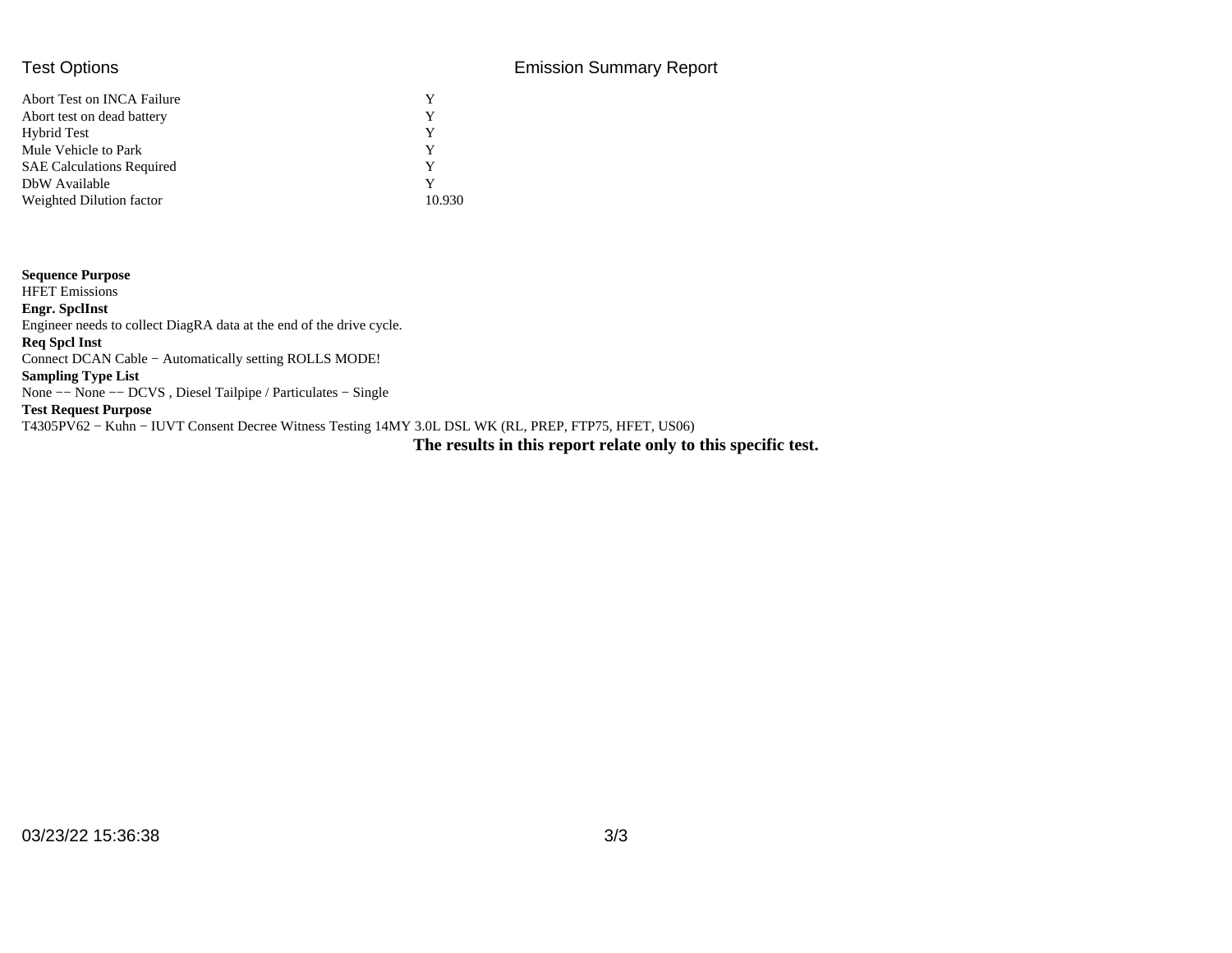## Test Options

## Emission Summary Report

| | |
|---|---|
| Abort Test on INCA Failure | Y |
| Abort test on dead battery | Y |
| Hybrid Test | Y |
| Mule Vehicle to Park | Y |
| SAE Calculations Required | Y |
| DbW Available | Y |
| Weighted Dilution factor | 10.930 |

**Sequence Purpose**
HFET Emissions
**Engr. SpclInst**
Engineer needs to collect DiagRA data at the end of the drive cycle.
**Req Spcl Inst**
Connect DCAN Cable − Automatically setting ROLLS MODE!
**Sampling Type List**
None −− None −− DCVS , Diesel Tailpipe / Particulates − Single
**Test Request Purpose**
T4305PV62 − Kuhn − IUVT Consent Decree Witness Testing 14MY 3.0L DSL WK (RL, PREP, FTP75, HFET, US06)

**The results in this report relate only to this specific test.**

03/23/22 15:36:38